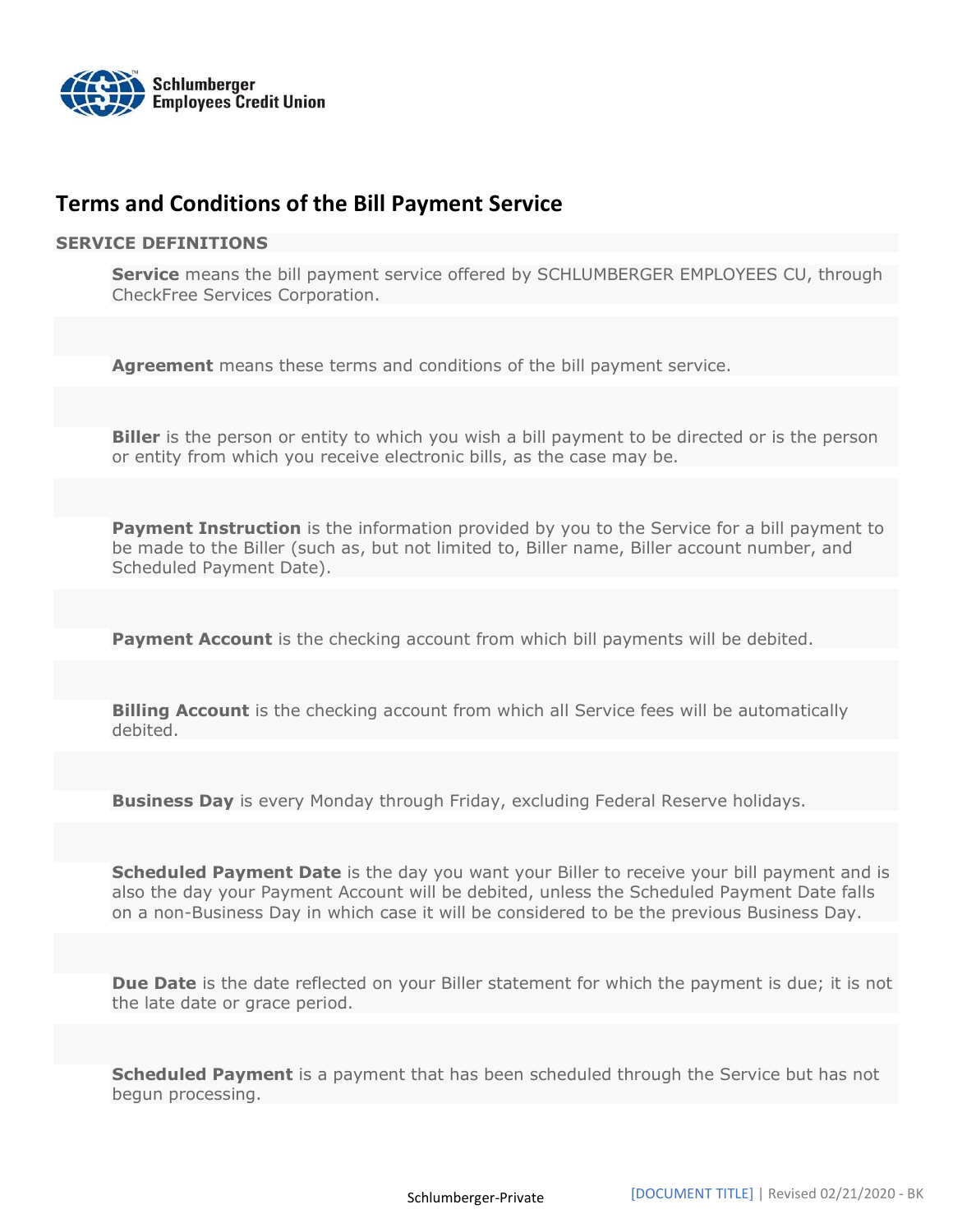Schlumberger Employees Credit Union

# Terms and Conditions of the Bill Payment Service

## SERVICE DEFINITIONS

**Service** means the bill payment service offered by SCHLUMBERGER EMPLOYEES CU, through CheckFree Services Corporation.

**Agreement** means these terms and conditions of the bill payment service.

**Biller** is the person or entity to which you wish a bill payment to be directed or is the person or entity from which you receive electronic bills, as the case may be.

**Payment Instruction** is the information provided by you to the Service for a bill payment to be made to the Biller (such as, but not limited to, Biller name, Biller account number, and Scheduled Payment Date).

**Payment Account** is the checking account from which bill payments will be debited.

**Billing Account** is the checking account from which all Service fees will be automatically debited.

**Business Day** is every Monday through Friday, excluding Federal Reserve holidays.

**Scheduled Payment Date** is the day you want your Biller to receive your bill payment and is also the day your Payment Account will be debited, unless the Scheduled Payment Date falls on a non-Business Day in which case it will be considered to be the previous Business Day.

**Due Date** is the date reflected on your Biller statement for which the payment is due; it is not the late date or grace period.

**Scheduled Payment** is a payment that has been scheduled through the Service but has not begun processing.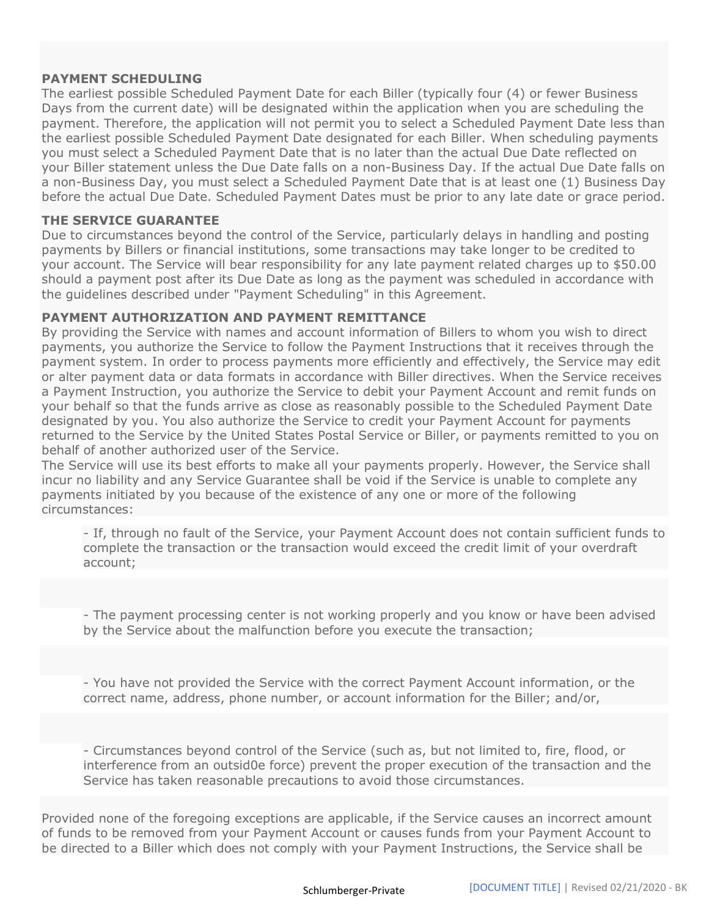## PAYMENT SCHEDULING

The earliest possible Scheduled Payment Date for each Biller (typically four (4) or fewer Business Days from the current date) will be designated within the application when you are scheduling the payment. Therefore, the application will not permit you to select a Scheduled Payment Date less than the earliest possible Scheduled Payment Date designated for each Biller. When scheduling payments you must select a Scheduled Payment Date that is no later than the actual Due Date reflected on your Biller statement unless the Due Date falls on a non-Business Day. If the actual Due Date falls on a non-Business Day, you must select a Scheduled Payment Date that is at least one (1) Business Day before the actual Due Date. Scheduled Payment Dates must be prior to any late date or grace period.

## THE SERVICE GUARANTEE

Due to circumstances beyond the control of the Service, particularly delays in handling and posting payments by Billers or financial institutions, some transactions may take longer to be credited to your account. The Service will bear responsibility for any late payment related charges up to $50.00 should a payment post after its Due Date as long as the payment was scheduled in accordance with the guidelines described under "Payment Scheduling" in this Agreement.

## PAYMENT AUTHORIZATION AND PAYMENT REMITTANCE

By providing the Service with names and account information of Billers to whom you wish to direct payments, you authorize the Service to follow the Payment Instructions that it receives through the payment system. In order to process payments more efficiently and effectively, the Service may edit or alter payment data or data formats in accordance with Biller directives. When the Service receives a Payment Instruction, you authorize the Service to debit your Payment Account and remit funds on your behalf so that the funds arrive as close as reasonably possible to the Scheduled Payment Date designated by you. You also authorize the Service to credit your Payment Account for payments returned to the Service by the United States Postal Service or Biller, or payments remitted to you on behalf of another authorized user of the Service.

The Service will use its best efforts to make all your payments properly. However, the Service shall incur no liability and any Service Guarantee shall be void if the Service is unable to complete any payments initiated by you because of the existence of any one or more of the following circumstances:

- If, through no fault of the Service, your Payment Account does not contain sufficient funds to complete the transaction or the transaction would exceed the credit limit of your overdraft account;
- The payment processing center is not working properly and you know or have been advised by the Service about the malfunction before you execute the transaction;
- You have not provided the Service with the correct Payment Account information, or the correct name, address, phone number, or account information for the Biller; and/or,
- Circumstances beyond control of the Service (such as, but not limited to, fire, flood, or interference from an outsid0e force) prevent the proper execution of the transaction and the Service has taken reasonable precautions to avoid those circumstances.

Provided none of the foregoing exceptions are applicable, if the Service causes an incorrect amount of funds to be removed from your Payment Account or causes funds from your Payment Account to be directed to a Biller which does not comply with your Payment Instructions, the Service shall be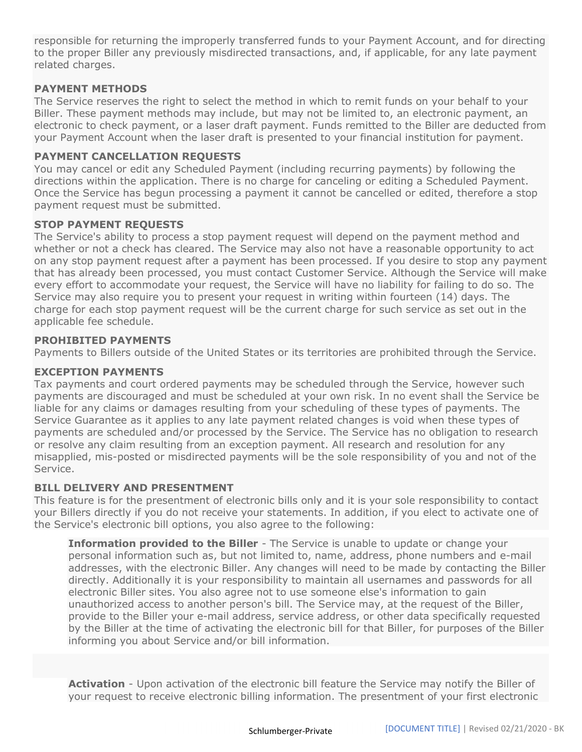responsible for returning the improperly transferred funds to your Payment Account, and for directing to the proper Biller any previously misdirected transactions, and, if applicable, for any late payment related charges.

**PAYMENT METHODS**

The Service reserves the right to select the method in which to remit funds on your behalf to your Biller. These payment methods may include, but may not be limited to, an electronic payment, an electronic to check payment, or a laser draft payment. Funds remitted to the Biller are deducted from your Payment Account when the laser draft is presented to your financial institution for payment.

**PAYMENT CANCELLATION REQUESTS**

You may cancel or edit any Scheduled Payment (including recurring payments) by following the directions within the application. There is no charge for canceling or editing a Scheduled Payment. Once the Service has begun processing a payment it cannot be cancelled or edited, therefore a stop payment request must be submitted.

**STOP PAYMENT REQUESTS**

The Service's ability to process a stop payment request will depend on the payment method and whether or not a check has cleared. The Service may also not have a reasonable opportunity to act on any stop payment request after a payment has been processed. If you desire to stop any payment that has already been processed, you must contact Customer Service. Although the Service will make every effort to accommodate your request, the Service will have no liability for failing to do so. The Service may also require you to present your request in writing within fourteen (14) days. The charge for each stop payment request will be the current charge for such service as set out in the applicable fee schedule.

**PROHIBITED PAYMENTS**

Payments to Billers outside of the United States or its territories are prohibited through the Service.

**EXCEPTION PAYMENTS**

Tax payments and court ordered payments may be scheduled through the Service, however such payments are discouraged and must be scheduled at your own risk. In no event shall the Service be liable for any claims or damages resulting from your scheduling of these types of payments. The Service Guarantee as it applies to any late payment related changes is void when these types of payments are scheduled and/or processed by the Service. The Service has no obligation to research or resolve any claim resulting from an exception payment. All research and resolution for any misapplied, mis-posted or misdirected payments will be the sole responsibility of you and not of the Service.

**BILL DELIVERY AND PRESENTMENT**

This feature is for the presentment of electronic bills only and it is your sole responsibility to contact your Billers directly if you do not receive your statements. In addition, if you elect to activate one of the Service's electronic bill options, you also agree to the following:

> **Information provided to the Biller** - The Service is unable to update or change your personal information such as, but not limited to, name, address, phone numbers and e-mail addresses, with the electronic Biller. Any changes will need to be made by contacting the Biller directly. Additionally it is your responsibility to maintain all usernames and passwords for all electronic Biller sites. You also agree not to use someone else's information to gain unauthorized access to another person's bill. The Service may, at the request of the Biller, provide to the Biller your e-mail address, service address, or other data specifically requested by the Biller at the time of activating the electronic bill for that Biller, for purposes of the Biller informing you about Service and/or bill information.

> **Activation** - Upon activation of the electronic bill feature the Service may notify the Biller of your request to receive electronic billing information. The presentment of your first electronic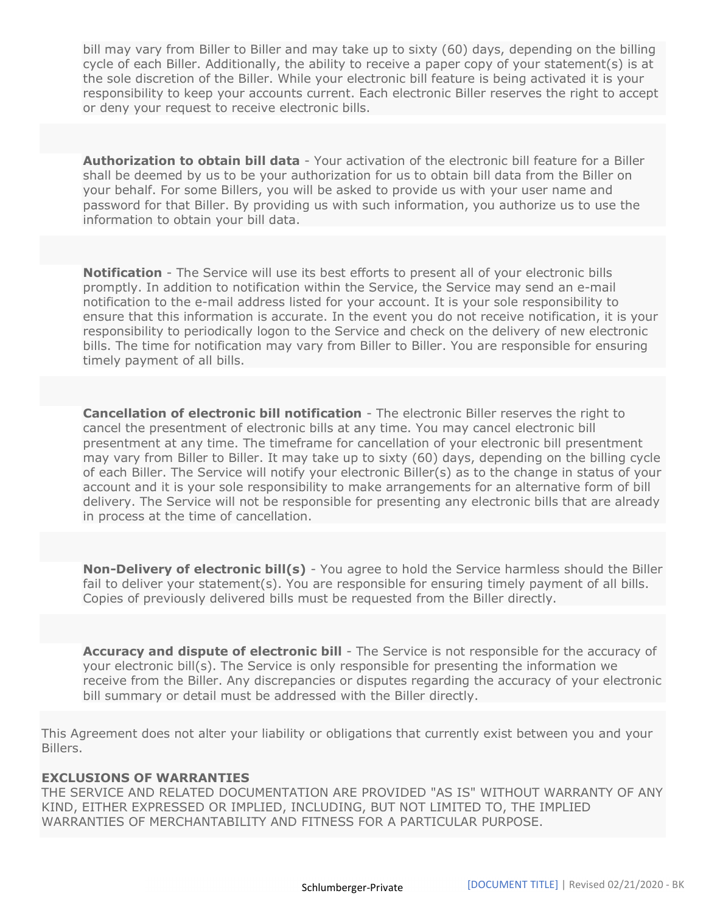bill may vary from Biller to Biller and may take up to sixty (60) days, depending on the billing cycle of each Biller. Additionally, the ability to receive a paper copy of your statement(s) is at the sole discretion of the Biller. While your electronic bill feature is being activated it is your responsibility to keep your accounts current. Each electronic Biller reserves the right to accept or deny your request to receive electronic bills.

**Authorization to obtain bill data** - Your activation of the electronic bill feature for a Biller shall be deemed by us to be your authorization for us to obtain bill data from the Biller on your behalf. For some Billers, you will be asked to provide us with your user name and password for that Biller. By providing us with such information, you authorize us to use the information to obtain your bill data.

**Notification** - The Service will use its best efforts to present all of your electronic bills promptly. In addition to notification within the Service, the Service may send an e-mail notification to the e-mail address listed for your account. It is your sole responsibility to ensure that this information is accurate. In the event you do not receive notification, it is your responsibility to periodically logon to the Service and check on the delivery of new electronic bills. The time for notification may vary from Biller to Biller. You are responsible for ensuring timely payment of all bills.

**Cancellation of electronic bill notification** - The electronic Biller reserves the right to cancel the presentment of electronic bills at any time. You may cancel electronic bill presentment at any time. The timeframe for cancellation of your electronic bill presentment may vary from Biller to Biller. It may take up to sixty (60) days, depending on the billing cycle of each Biller. The Service will notify your electronic Biller(s) as to the change in status of your account and it is your sole responsibility to make arrangements for an alternative form of bill delivery. The Service will not be responsible for presenting any electronic bills that are already in process at the time of cancellation.

**Non-Delivery of electronic bill(s)** - You agree to hold the Service harmless should the Biller fail to deliver your statement(s). You are responsible for ensuring timely payment of all bills. Copies of previously delivered bills must be requested from the Biller directly.

**Accuracy and dispute of electronic bill** - The Service is not responsible for the accuracy of your electronic bill(s). The Service is only responsible for presenting the information we receive from the Biller. Any discrepancies or disputes regarding the accuracy of your electronic bill summary or detail must be addressed with the Biller directly.

This Agreement does not alter your liability or obligations that currently exist between you and your Billers.

**EXCLUSIONS OF WARRANTIES**

THE SERVICE AND RELATED DOCUMENTATION ARE PROVIDED "AS IS" WITHOUT WARRANTY OF ANY KIND, EITHER EXPRESSED OR IMPLIED, INCLUDING, BUT NOT LIMITED TO, THE IMPLIED WARRANTIES OF MERCHANTABILITY AND FITNESS FOR A PARTICULAR PURPOSE.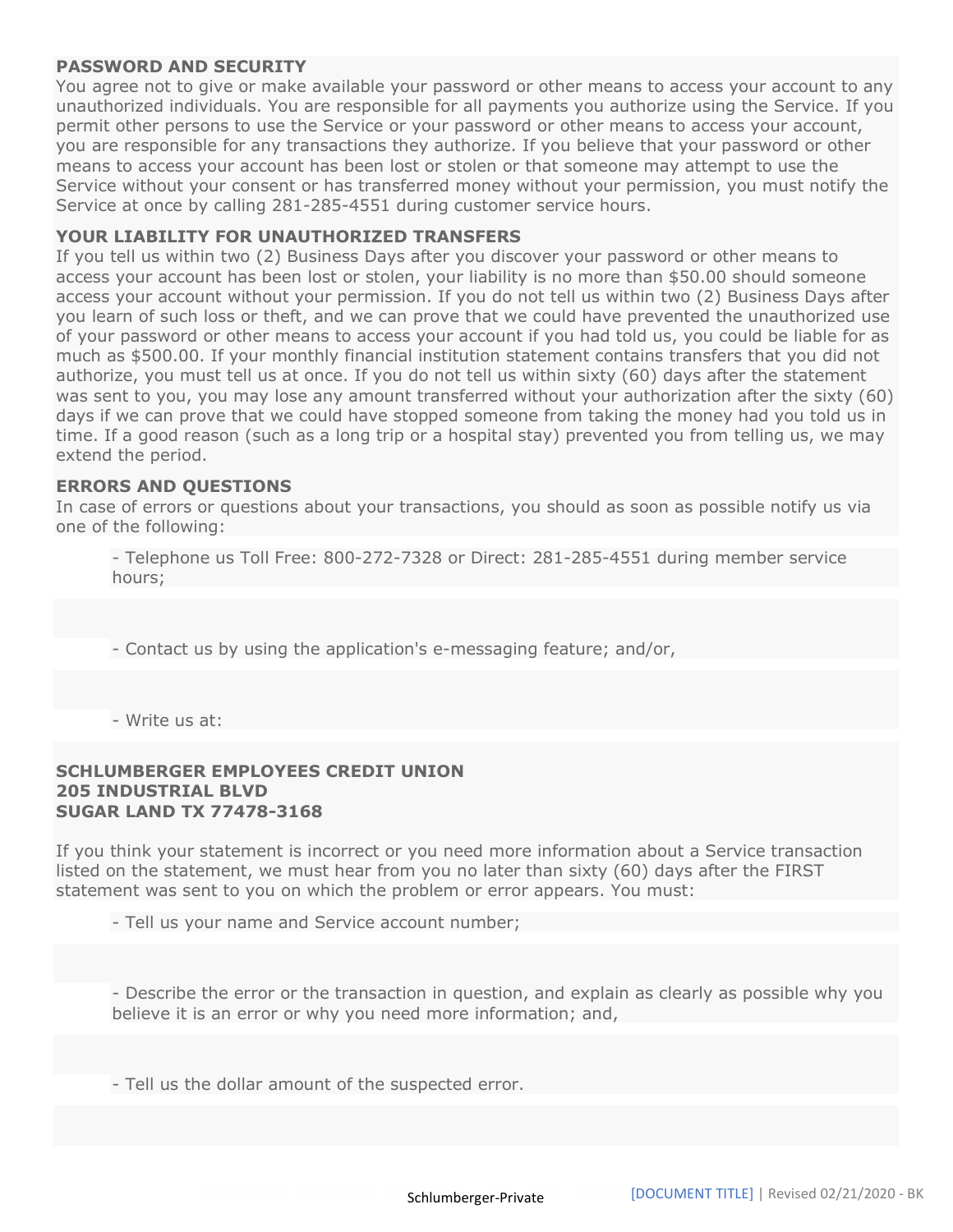**PASSWORD AND SECURITY**

You agree not to give or make available your password or other means to access your account to any unauthorized individuals. You are responsible for all payments you authorize using the Service. If you permit other persons to use the Service or your password or other means to access your account, you are responsible for any transactions they authorize. If you believe that your password or other means to access your account has been lost or stolen or that someone may attempt to use the Service without your consent or has transferred money without your permission, you must notify the Service at once by calling 281-285-4551 during customer service hours.

**YOUR LIABILITY FOR UNAUTHORIZED TRANSFERS**

If you tell us within two (2) Business Days after you discover your password or other means to access your account has been lost or stolen, your liability is no more than $50.00 should someone access your account without your permission. If you do not tell us within two (2) Business Days after you learn of such loss or theft, and we can prove that we could have prevented the unauthorized use of your password or other means to access your account if you had told us, you could be liable for as much as $500.00. If your monthly financial institution statement contains transfers that you did not authorize, you must tell us at once. If you do not tell us within sixty (60) days after the statement was sent to you, you may lose any amount transferred without your authorization after the sixty (60) days if we can prove that we could have stopped someone from taking the money had you told us in time. If a good reason (such as a long trip or a hospital stay) prevented you from telling us, we may extend the period.

**ERRORS AND QUESTIONS**

In case of errors or questions about your transactions, you should as soon as possible notify us via one of the following:

- Telephone us Toll Free: 800-272-7328 or Direct: 281-285-4551 during member service hours;
- Contact us by using the application's e-messaging feature; and/or,
- Write us at:

**SCHLUMBERGER EMPLOYEES CREDIT UNION**
**205 INDUSTRIAL BLVD**
**SUGAR LAND TX 77478-3168**

If you think your statement is incorrect or you need more information about a Service transaction listed on the statement, we must hear from you no later than sixty (60) days after the FIRST statement was sent to you on which the problem or error appears. You must:

- Tell us your name and Service account number;
- Describe the error or the transaction in question, and explain as clearly as possible why you believe it is an error or why you need more information; and,
- Tell us the dollar amount of the suspected error.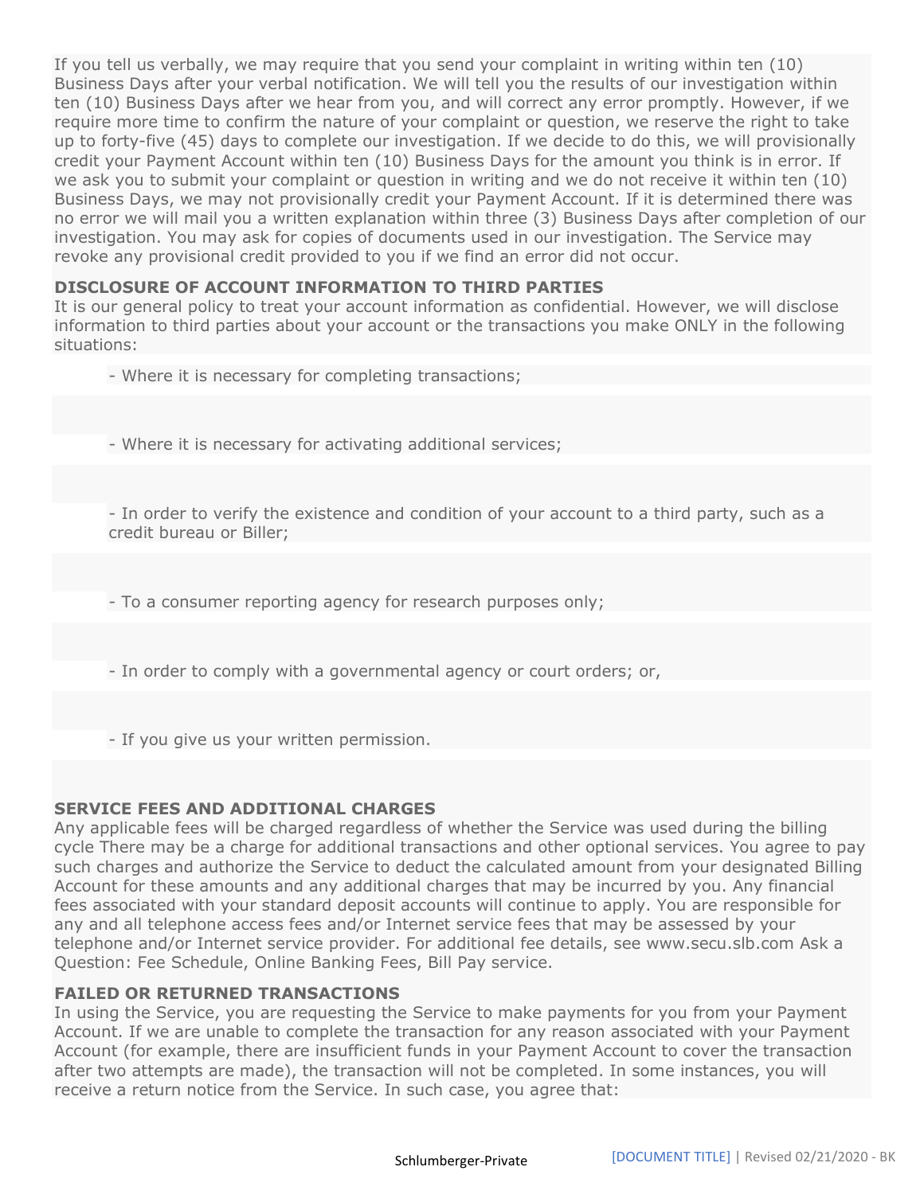If you tell us verbally, we may require that you send your complaint in writing within ten (10) Business Days after your verbal notification. We will tell you the results of our investigation within ten (10) Business Days after we hear from you, and will correct any error promptly. However, if we require more time to confirm the nature of your complaint or question, we reserve the right to take up to forty-five (45) days to complete our investigation. If we decide to do this, we will provisionally credit your Payment Account within ten (10) Business Days for the amount you think is in error. If we ask you to submit your complaint or question in writing and we do not receive it within ten (10) Business Days, we may not provisionally credit your Payment Account. If it is determined there was no error we will mail you a written explanation within three (3) Business Days after completion of our investigation. You may ask for copies of documents used in our investigation. The Service may revoke any provisional credit provided to you if we find an error did not occur.

**DISCLOSURE OF ACCOUNT INFORMATION TO THIRD PARTIES**

It is our general policy to treat your account information as confidential. However, we will disclose information to third parties about your account or the transactions you make ONLY in the following situations:

- Where it is necessary for completing transactions;

- Where it is necessary for activating additional services;

- In order to verify the existence and condition of your account to a third party, such as a credit bureau or Biller;

- To a consumer reporting agency for research purposes only;

- In order to comply with a governmental agency or court orders; or,

- If you give us your written permission.

**SERVICE FEES AND ADDITIONAL CHARGES**

Any applicable fees will be charged regardless of whether the Service was used during the billing cycle There may be a charge for additional transactions and other optional services. You agree to pay such charges and authorize the Service to deduct the calculated amount from your designated Billing Account for these amounts and any additional charges that may be incurred by you. Any financial fees associated with your standard deposit accounts will continue to apply. You are responsible for any and all telephone access fees and/or Internet service fees that may be assessed by your telephone and/or Internet service provider. For additional fee details, see www.secu.slb.com Ask a Question: Fee Schedule, Online Banking Fees, Bill Pay service.

**FAILED OR RETURNED TRANSACTIONS**

In using the Service, you are requesting the Service to make payments for you from your Payment Account. If we are unable to complete the transaction for any reason associated with your Payment Account (for example, there are insufficient funds in your Payment Account to cover the transaction after two attempts are made), the transaction will not be completed. In some instances, you will receive a return notice from the Service. In such case, you agree that: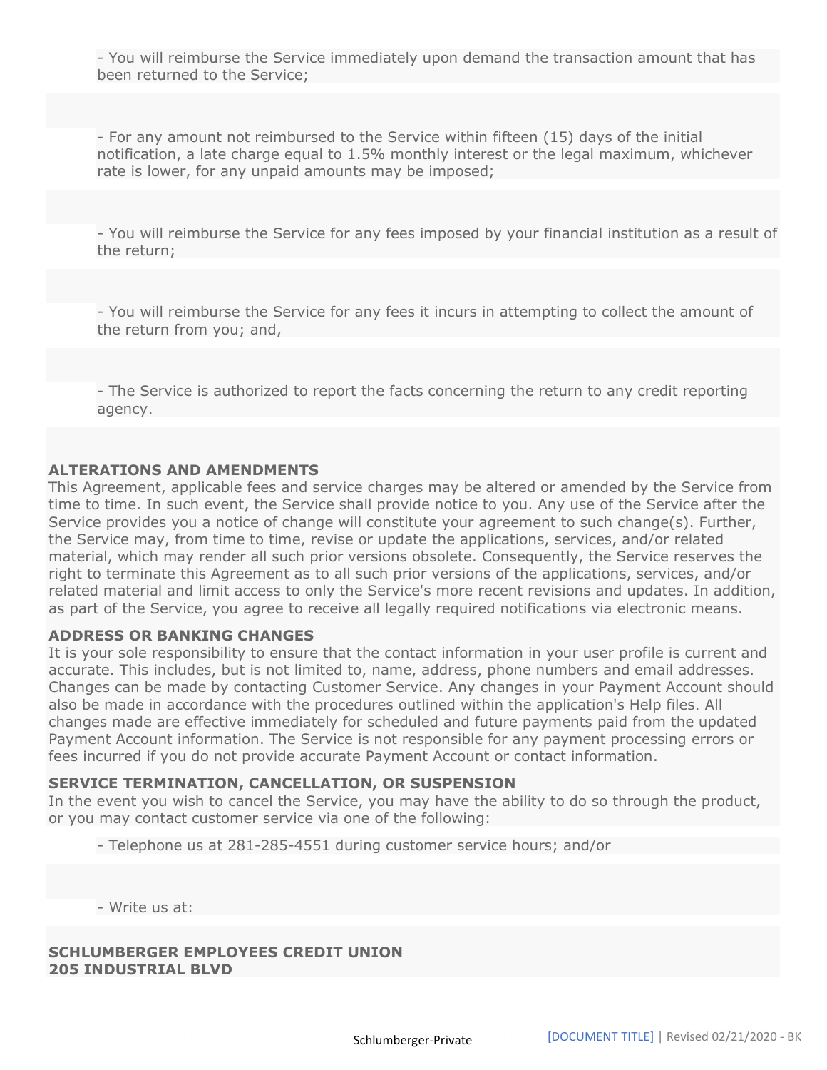- You will reimburse the Service immediately upon demand the transaction amount that has been returned to the Service;

- For any amount not reimbursed to the Service within fifteen (15) days of the initial notification, a late charge equal to 1.5% monthly interest or the legal maximum, whichever rate is lower, for any unpaid amounts may be imposed;

- You will reimburse the Service for any fees imposed by your financial institution as a result of the return;

- You will reimburse the Service for any fees it incurs in attempting to collect the amount of the return from you; and,

- The Service is authorized to report the facts concerning the return to any credit reporting agency.

**ALTERATIONS AND AMENDMENTS**

This Agreement, applicable fees and service charges may be altered or amended by the Service from time to time. In such event, the Service shall provide notice to you. Any use of the Service after the Service provides you a notice of change will constitute your agreement to such change(s). Further, the Service may, from time to time, revise or update the applications, services, and/or related material, which may render all such prior versions obsolete. Consequently, the Service reserves the right to terminate this Agreement as to all such prior versions of the applications, services, and/or related material and limit access to only the Service's more recent revisions and updates. In addition, as part of the Service, you agree to receive all legally required notifications via electronic means.

**ADDRESS OR BANKING CHANGES**

It is your sole responsibility to ensure that the contact information in your user profile is current and accurate. This includes, but is not limited to, name, address, phone numbers and email addresses. Changes can be made by contacting Customer Service. Any changes in your Payment Account should also be made in accordance with the procedures outlined within the application's Help files. All changes made are effective immediately for scheduled and future payments paid from the updated Payment Account information. The Service is not responsible for any payment processing errors or fees incurred if you do not provide accurate Payment Account or contact information.

**SERVICE TERMINATION, CANCELLATION, OR SUSPENSION**

In the event you wish to cancel the Service, you may have the ability to do so through the product, or you may contact customer service via one of the following:

- Telephone us at 281-285-4551 during customer service hours; and/or

- Write us at:

**SCHLUMBERGER EMPLOYEES CREDIT UNION**
**205 INDUSTRIAL BLVD**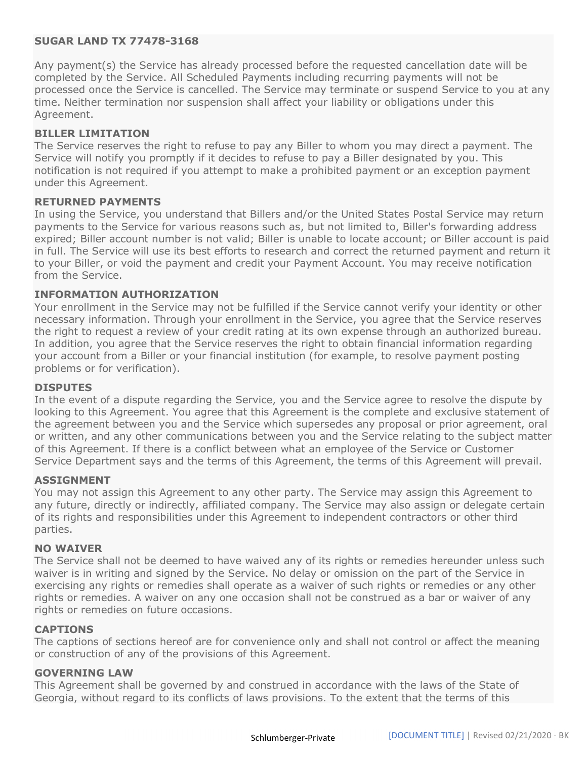**SUGAR LAND TX 77478-3168**

Any payment(s) the Service has already processed before the requested cancellation date will be completed by the Service. All Scheduled Payments including recurring payments will not be processed once the Service is cancelled. The Service may terminate or suspend Service to you at any time. Neither termination nor suspension shall affect your liability or obligations under this Agreement.

### BILLER LIMITATION

The Service reserves the right to refuse to pay any Biller to whom you may direct a payment. The Service will notify you promptly if it decides to refuse to pay a Biller designated by you. This notification is not required if you attempt to make a prohibited payment or an exception payment under this Agreement.

### RETURNED PAYMENTS

In using the Service, you understand that Billers and/or the United States Postal Service may return payments to the Service for various reasons such as, but not limited to, Biller's forwarding address expired; Biller account number is not valid; Biller is unable to locate account; or Biller account is paid in full. The Service will use its best efforts to research and correct the returned payment and return it to your Biller, or void the payment and credit your Payment Account. You may receive notification from the Service.

### INFORMATION AUTHORIZATION

Your enrollment in the Service may not be fulfilled if the Service cannot verify your identity or other necessary information. Through your enrollment in the Service, you agree that the Service reserves the right to request a review of your credit rating at its own expense through an authorized bureau. In addition, you agree that the Service reserves the right to obtain financial information regarding your account from a Biller or your financial institution (for example, to resolve payment posting problems or for verification).

### DISPUTES

In the event of a dispute regarding the Service, you and the Service agree to resolve the dispute by looking to this Agreement. You agree that this Agreement is the complete and exclusive statement of the agreement between you and the Service which supersedes any proposal or prior agreement, oral or written, and any other communications between you and the Service relating to the subject matter of this Agreement. If there is a conflict between what an employee of the Service or Customer Service Department says and the terms of this Agreement, the terms of this Agreement will prevail.

### ASSIGNMENT

You may not assign this Agreement to any other party. The Service may assign this Agreement to any future, directly or indirectly, affiliated company. The Service may also assign or delegate certain of its rights and responsibilities under this Agreement to independent contractors or other third parties.

### NO WAIVER

The Service shall not be deemed to have waived any of its rights or remedies hereunder unless such waiver is in writing and signed by the Service. No delay or omission on the part of the Service in exercising any rights or remedies shall operate as a waiver of such rights or remedies or any other rights or remedies. A waiver on any one occasion shall not be construed as a bar or waiver of any rights or remedies on future occasions.

### CAPTIONS

The captions of sections hereof are for convenience only and shall not control or affect the meaning or construction of any of the provisions of this Agreement.

### GOVERNING LAW

This Agreement shall be governed by and construed in accordance with the laws of the State of Georgia, without regard to its conflicts of laws provisions. To the extent that the terms of this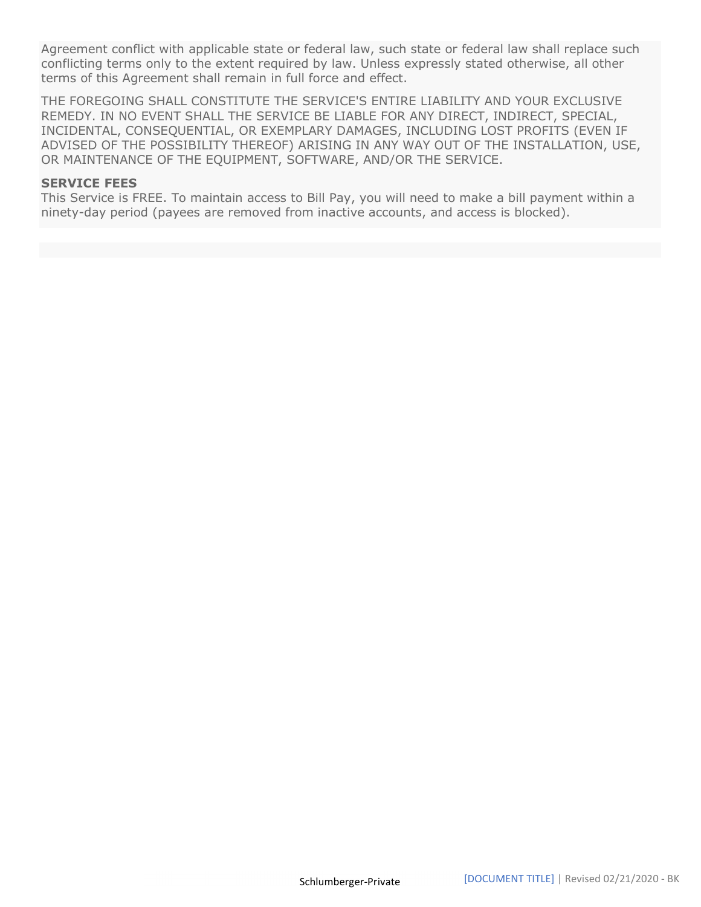Agreement conflict with applicable state or federal law, such state or federal law shall replace such conflicting terms only to the extent required by law. Unless expressly stated otherwise, all other terms of this Agreement shall remain in full force and effect.

THE FOREGOING SHALL CONSTITUTE THE SERVICE'S ENTIRE LIABILITY AND YOUR EXCLUSIVE REMEDY. IN NO EVENT SHALL THE SERVICE BE LIABLE FOR ANY DIRECT, INDIRECT, SPECIAL, INCIDENTAL, CONSEQUENTIAL, OR EXEMPLARY DAMAGES, INCLUDING LOST PROFITS (EVEN IF ADVISED OF THE POSSIBILITY THEREOF) ARISING IN ANY WAY OUT OF THE INSTALLATION, USE, OR MAINTENANCE OF THE EQUIPMENT, SOFTWARE, AND/OR THE SERVICE.

**SERVICE FEES**

This Service is FREE. To maintain access to Bill Pay, you will need to make a bill payment within a ninety-day period (payees are removed from inactive accounts, and access is blocked).